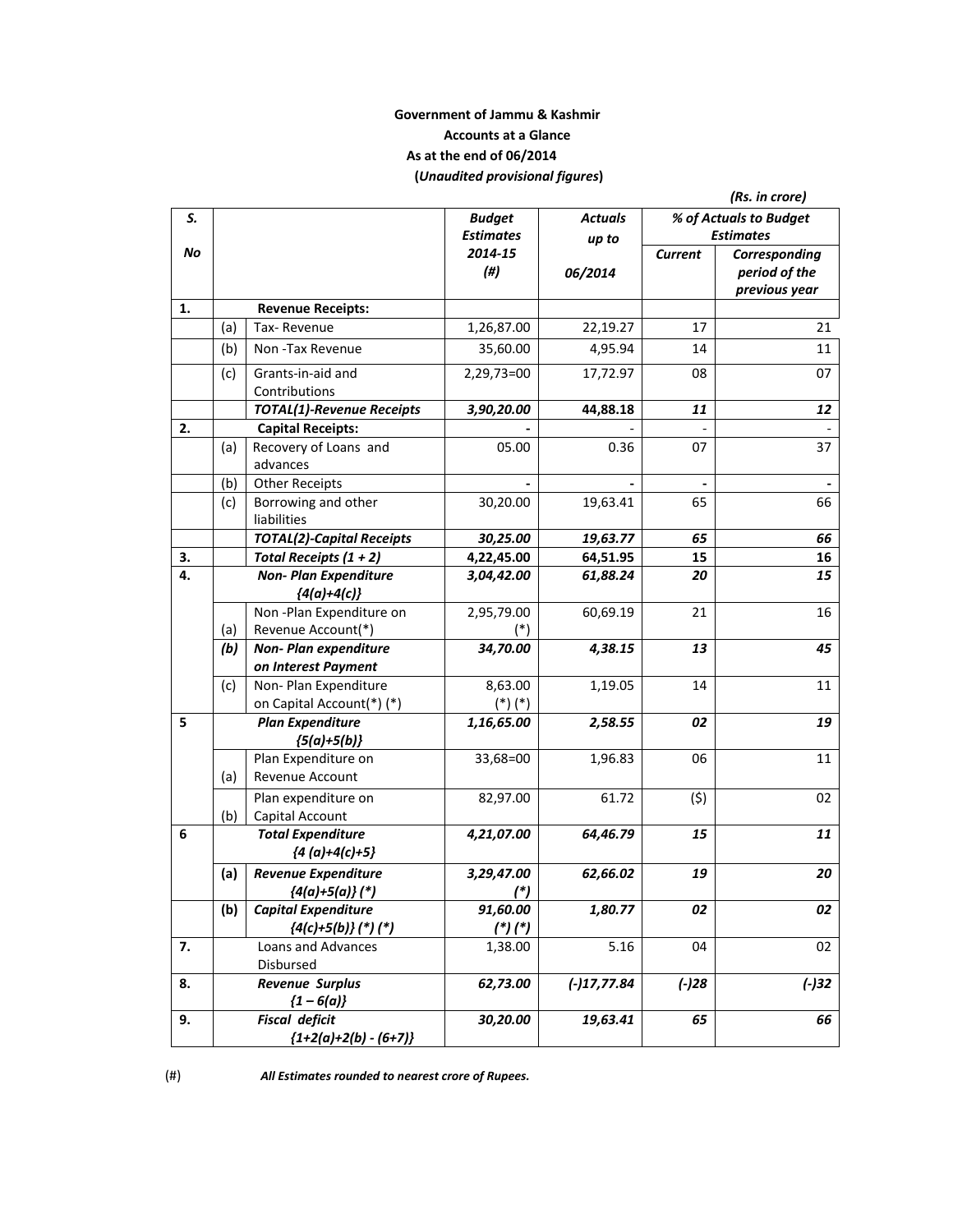**Government of Jammu & Kashmir**

**Accounts at a Glance**

**As at the end of 06/2014**

**(*Unaudited provisional figures*)**

***(Rs. in crore)***

| S. No | | | Budget Estimates 2014-15 (#) | Actuals up to 06/2014 | % of Actuals to Budget Estimates | |
|---|---|---|---|---|---|---|
| | | | | | Current | Corresponding period of the previous year |
| 1. | | **Revenue Receipts:** | | | | |
| | (a) | Tax- Revenue | 1,26,87.00 | 22,19.27 | 17 | 21 |
| | (b) | Non -Tax Revenue | 35,60.00 | 4,95.94 | 14 | 11 |
| | (c) | Grants-in-aid and Contributions | 2,29,73=00 | 17,72.97 | 08 | 07 |
| | | ***TOTAL(1)-Revenue Receipts*** | ***3,90,20.00*** | ***44,88.18*** | ***11*** | ***12*** |
| 2. | | **Capital Receipts:** | - | - | - | - |
| | (a) | Recovery of Loans and advances | 05.00 | 0.36 | 07 | 37 |
| | (b) | Other Receipts | - | - | - | - |
| | (c) | Borrowing and other liabilities | 30,20.00 | 19,63.41 | 65 | 66 |
| | | ***TOTAL(2)-Capital Receipts*** | ***30,25.00*** | ***19,63.77*** | ***65*** | ***66*** |
| 3. | | ***Total Receipts (1 + 2)*** | ***4,22,45.00*** | ***64,51.95*** | ***15*** | ***16*** |
| 4. | | ***Non- Plan Expenditure {4(a)+4(c)}*** | ***3,04,42.00*** | ***61,88.24*** | ***20*** | ***15*** |
| | (a) | Non -Plan Expenditure on Revenue Account(*) | 2,95,79.00 (*) | 60,69.19 | 21 | 16 |
| | ***(b)*** | ***Non- Plan expenditure on Interest Payment*** | ***34,70.00*** | ***4,38.15*** | ***13*** | ***45*** |
| | (c) | Non- Plan Expenditure on Capital Account(*) (*) | 8,63.00 (*) (*) | 1,19.05 | 14 | 11 |
| 5 | | ***Plan Expenditure {5(a)+5(b)}*** | ***1,16,65.00*** | ***2,58.55*** | ***02*** | ***19*** |
| | (a) | Plan Expenditure on Revenue Account | 33,68=00 | 1,96.83 | 06 | 11 |
| | (b) | Plan expenditure on Capital Account | 82,97.00 | 61.72 | ($) | 02 |
| 6 | | ***Total Expenditure {4 (a)+4(c)+5}*** | ***4,21,07.00*** | ***64,46.79*** | ***15*** | ***11*** |
| | ***(a)*** | ***Revenue Expenditure {4(a)+5(a)} (*)*** | ***3,29,47.00 (*)*** | ***62,66.02*** | ***19*** | ***20*** |
| | ***(b)*** | ***Capital Expenditure {4(c)+5(b)} (*) (*)*** | ***91,60.00 (*) (*)*** | ***1,80.77*** | ***02*** | ***02*** |
| 7. | | Loans and Advances Disbursed | 1,38.00 | 5.16 | 04 | 02 |
| 8. | | ***Revenue Surplus {1 – 6(a)}*** | ***62,73.00*** | ***(-)17,77.84*** | ***(-)28*** | ***(-)32*** |
| 9. | | ***Fiscal deficit {1+2(a)+2(b) - (6+7)}*** | ***30,20.00*** | ***19,63.41*** | ***65*** | ***66*** |

(#) ***All Estimates rounded to nearest crore of Rupees.***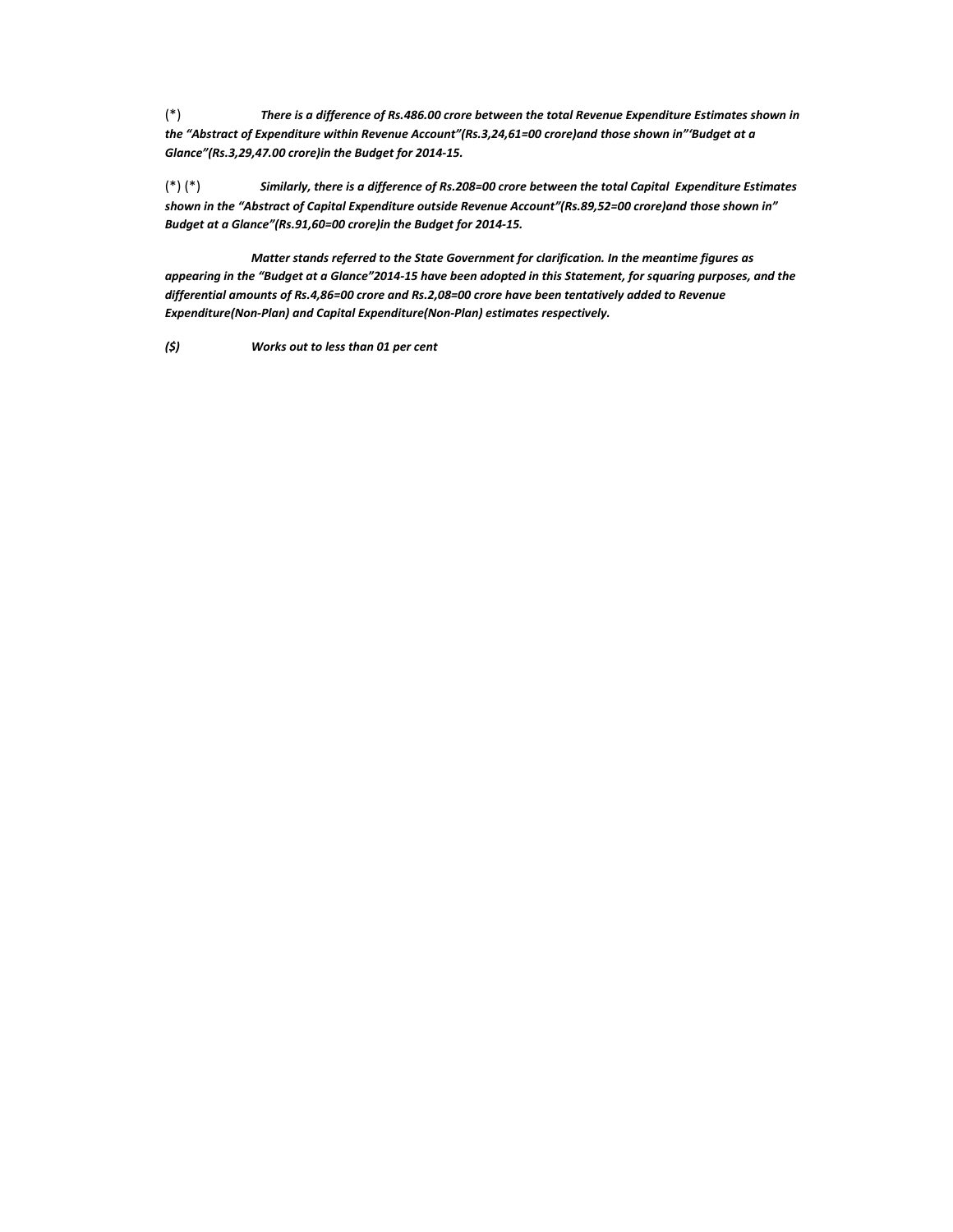(*) ***There is a difference of Rs.486.00 crore between the total Revenue Expenditure Estimates shown in the "Abstract of Expenditure within Revenue Account"(Rs.3,24,61=00 crore)and those shown in"'Budget at a Glance"(Rs.3,29,47.00 crore)in the Budget for 2014-15.***

(*) (*) ***Similarly, there is a difference of Rs.208=00 crore between the total Capital Expenditure Estimates shown in the "Abstract of Capital Expenditure outside Revenue Account"(Rs.89,52=00 crore)and those shown in" Budget at a Glance"(Rs.91,60=00 crore)in the Budget for 2014-15.***

***Matter stands referred to the State Government for clarification. In the meantime figures as appearing in the "Budget at a Glance"2014-15 have been adopted in this Statement, for squaring purposes, and the differential amounts of Rs.4,86=00 crore and Rs.2,08=00 crore have been tentatively added to Revenue Expenditure(Non-Plan) and Capital Expenditure(Non-Plan) estimates respectively.***

***($) Works out to less than 01 per cent***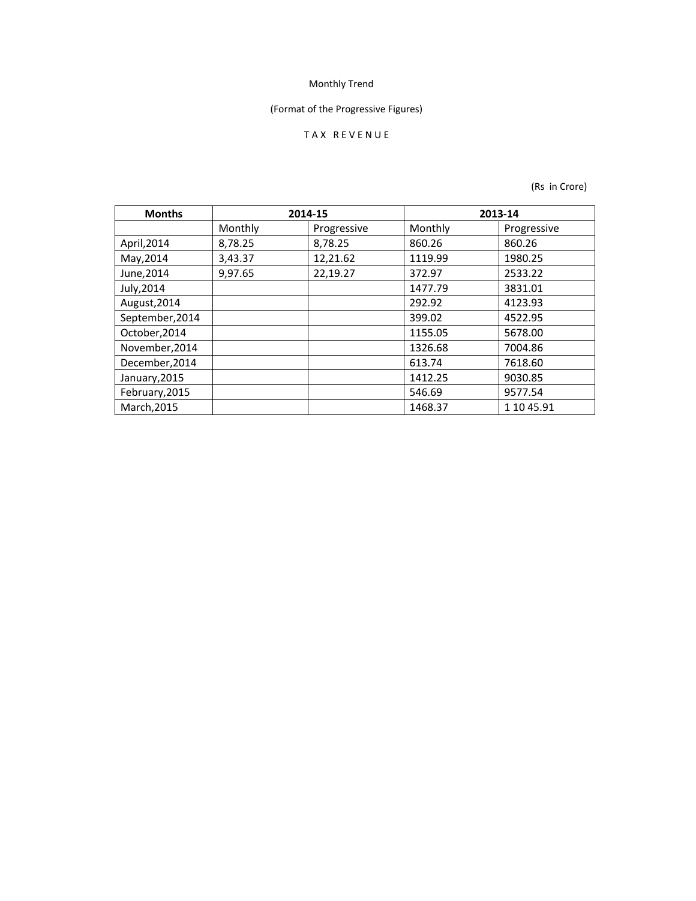Monthly Trend

(Format of the Progressive Figures)

T A X  R E V E N U E

(Rs in Crore)

| Months | 2014-15 | | 2013-14 | |
|---|---|---|---|---|
| | Monthly | Progressive | Monthly | Progressive |
| April,2014 | 8,78.25 | 8,78.25 | 860.26 | 860.26 |
| May,2014 | 3,43.37 | 12,21.62 | 1119.99 | 1980.25 |
| June,2014 | 9,97.65 | 22,19.27 | 372.97 | 2533.22 |
| July,2014 | | | 1477.79 | 3831.01 |
| August,2014 | | | 292.92 | 4123.93 |
| September,2014 | | | 399.02 | 4522.95 |
| October,2014 | | | 1155.05 | 5678.00 |
| November,2014 | | | 1326.68 | 7004.86 |
| December,2014 | | | 613.74 | 7618.60 |
| January,2015 | | | 1412.25 | 9030.85 |
| February,2015 | | | 546.69 | 9577.54 |
| March,2015 | | | 1468.37 | 1 10 45.91 |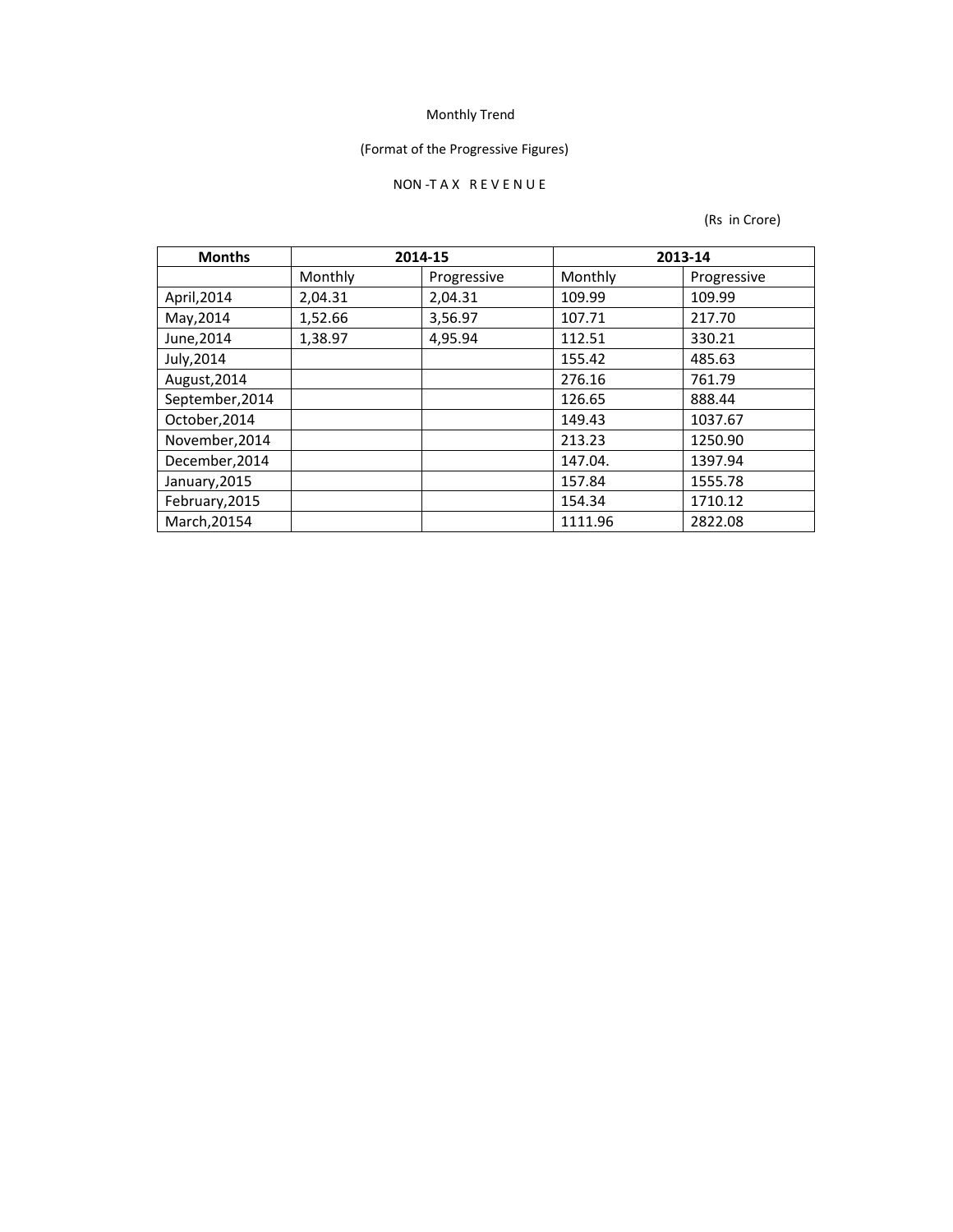Monthly Trend

(Format of the Progressive Figures)

NON -T A X R E V E N U E

(Rs in Crore)

| Months | 2014-15 | | 2013-14 | |
|---|---|---|---|---|
| | Monthly | Progressive | Monthly | Progressive |
| April,2014 | 2,04.31 | 2,04.31 | 109.99 | 109.99 |
| May,2014 | 1,52.66 | 3,56.97 | 107.71 | 217.70 |
| June,2014 | 1,38.97 | 4,95.94 | 112.51 | 330.21 |
| July,2014 | | | 155.42 | 485.63 |
| August,2014 | | | 276.16 | 761.79 |
| September,2014 | | | 126.65 | 888.44 |
| October,2014 | | | 149.43 | 1037.67 |
| November,2014 | | | 213.23 | 1250.90 |
| December,2014 | | | 147.04. | 1397.94 |
| January,2015 | | | 157.84 | 1555.78 |
| February,2015 | | | 154.34 | 1710.12 |
| March,20154 | | | 1111.96 | 2822.08 |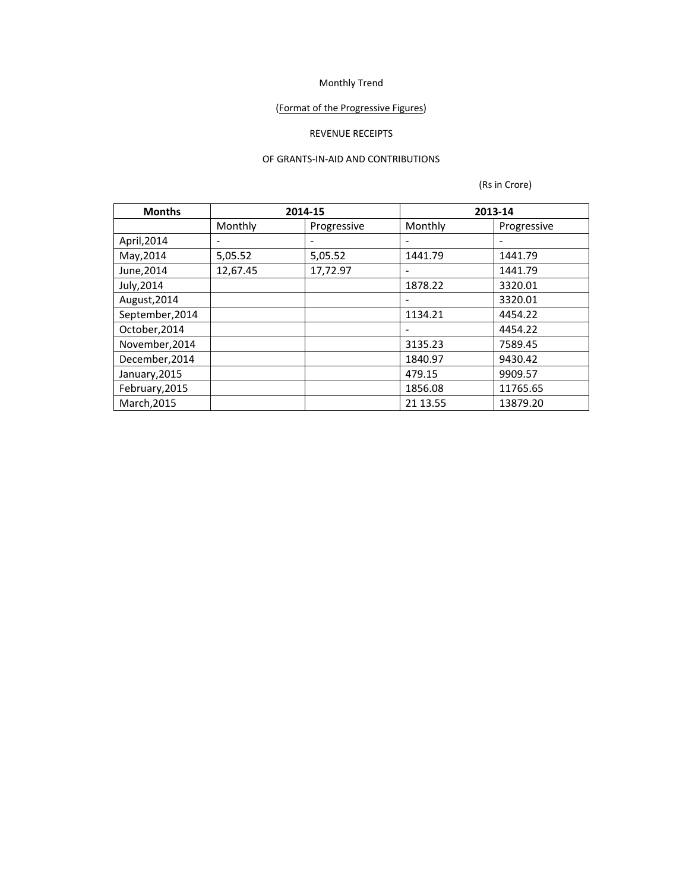Monthly Trend

(Format of the Progressive Figures)

REVENUE RECEIPTS

OF GRANTS-IN-AID AND CONTRIBUTIONS

(Rs in Crore)

| Months | 2014-15 | | 2013-14 | |
|---|---|---|---|---|
| | Monthly | Progressive | Monthly | Progressive |
| April,2014 | - | - | - | - |
| May,2014 | 5,05.52 | 5,05.52 | 1441.79 | 1441.79 |
| June,2014 | 12,67.45 | 17,72.97 | - | 1441.79 |
| July,2014 | | | 1878.22 | 3320.01 |
| August,2014 | | | - | 3320.01 |
| September,2014 | | | 1134.21 | 4454.22 |
| October,2014 | | | - | 4454.22 |
| November,2014 | | | 3135.23 | 7589.45 |
| December,2014 | | | 1840.97 | 9430.42 |
| January,2015 | | | 479.15 | 9909.57 |
| February,2015 | | | 1856.08 | 11765.65 |
| March,2015 | | | 21 13.55 | 13879.20 |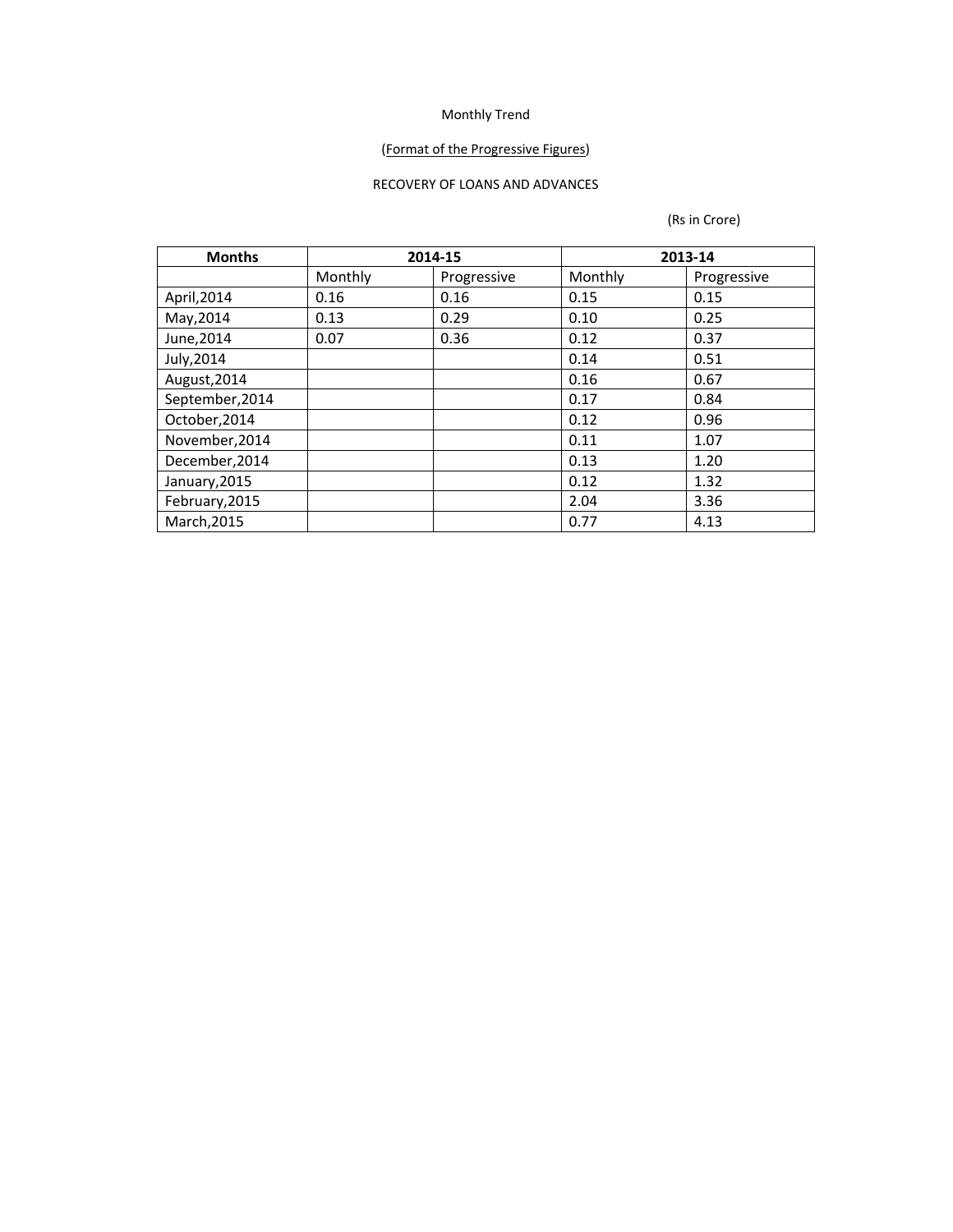Monthly Trend

(Format of the Progressive Figures)

RECOVERY OF LOANS AND ADVANCES

(Rs in Crore)

| Months | 2014-15 | | 2013-14 | |
|---|---|---|---|---|
| | Monthly | Progressive | Monthly | Progressive |
| April,2014 | 0.16 | 0.16 | 0.15 | 0.15 |
| May,2014 | 0.13 | 0.29 | 0.10 | 0.25 |
| June,2014 | 0.07 | 0.36 | 0.12 | 0.37 |
| July,2014 | | | 0.14 | 0.51 |
| August,2014 | | | 0.16 | 0.67 |
| September,2014 | | | 0.17 | 0.84 |
| October,2014 | | | 0.12 | 0.96 |
| November,2014 | | | 0.11 | 1.07 |
| December,2014 | | | 0.13 | 1.20 |
| January,2015 | | | 0.12 | 1.32 |
| February,2015 | | | 2.04 | 3.36 |
| March,2015 | | | 0.77 | 4.13 |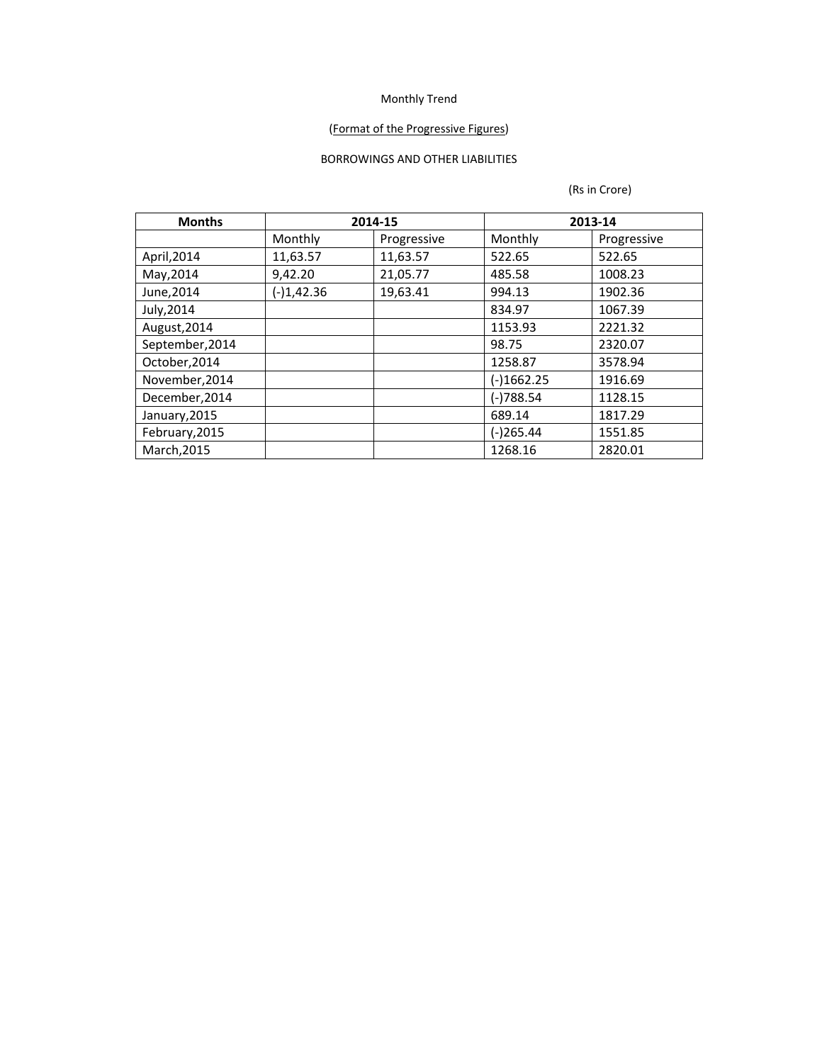Monthly Trend

(Format of the Progressive Figures)

BORROWINGS AND OTHER LIABILITIES

(Rs in Crore)

| Months | 2014-15 | | 2013-14 | |
|---|---|---|---|---|
| | Monthly | Progressive | Monthly | Progressive |
| April,2014 | 11,63.57 | 11,63.57 | 522.65 | 522.65 |
| May,2014 | 9,42.20 | 21,05.77 | 485.58 | 1008.23 |
| June,2014 | (-)1,42.36 | 19,63.41 | 994.13 | 1902.36 |
| July,2014 | | | 834.97 | 1067.39 |
| August,2014 | | | 1153.93 | 2221.32 |
| September,2014 | | | 98.75 | 2320.07 |
| October,2014 | | | 1258.87 | 3578.94 |
| November,2014 | | | (-)1662.25 | 1916.69 |
| December,2014 | | | (-)788.54 | 1128.15 |
| January,2015 | | | 689.14 | 1817.29 |
| February,2015 | | | (-)265.44 | 1551.85 |
| March,2015 | | | 1268.16 | 2820.01 |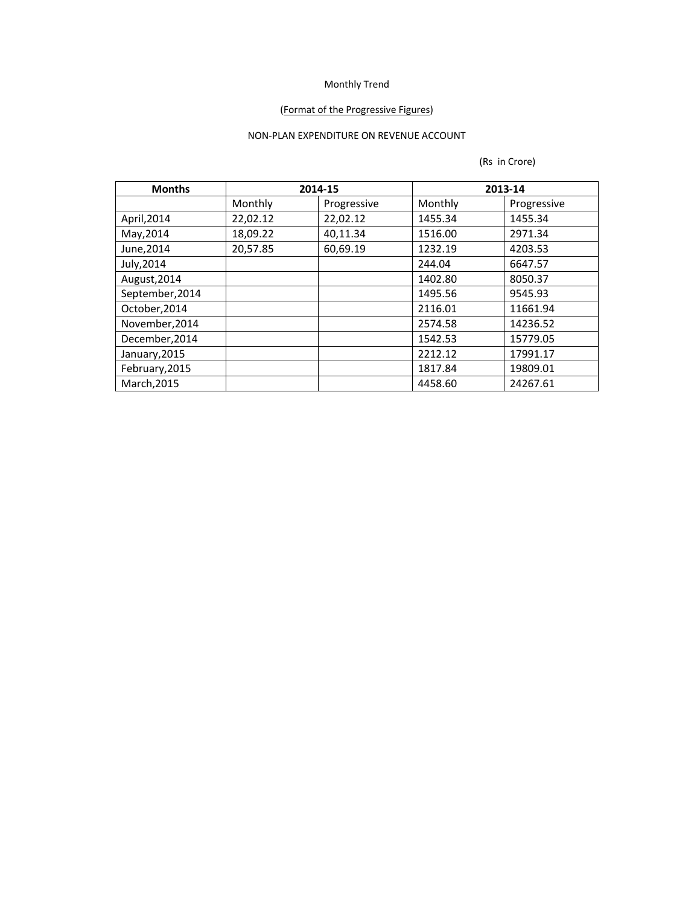Monthly Trend

(Format of the Progressive Figures)

NON-PLAN EXPENDITURE ON REVENUE ACCOUNT

(Rs in Crore)

| Months | 2014-15 | | 2013-14 | |
|---|---|---|---|---|
| | Monthly | Progressive | Monthly | Progressive |
| April,2014 | 22,02.12 | 22,02.12 | 1455.34 | 1455.34 |
| May,2014 | 18,09.22 | 40,11.34 | 1516.00 | 2971.34 |
| June,2014 | 20,57.85 | 60,69.19 | 1232.19 | 4203.53 |
| July,2014 | | | 244.04 | 6647.57 |
| August,2014 | | | 1402.80 | 8050.37 |
| September,2014 | | | 1495.56 | 9545.93 |
| October,2014 | | | 2116.01 | 11661.94 |
| November,2014 | | | 2574.58 | 14236.52 |
| December,2014 | | | 1542.53 | 15779.05 |
| January,2015 | | | 2212.12 | 17991.17 |
| February,2015 | | | 1817.84 | 19809.01 |
| March,2015 | | | 4458.60 | 24267.61 |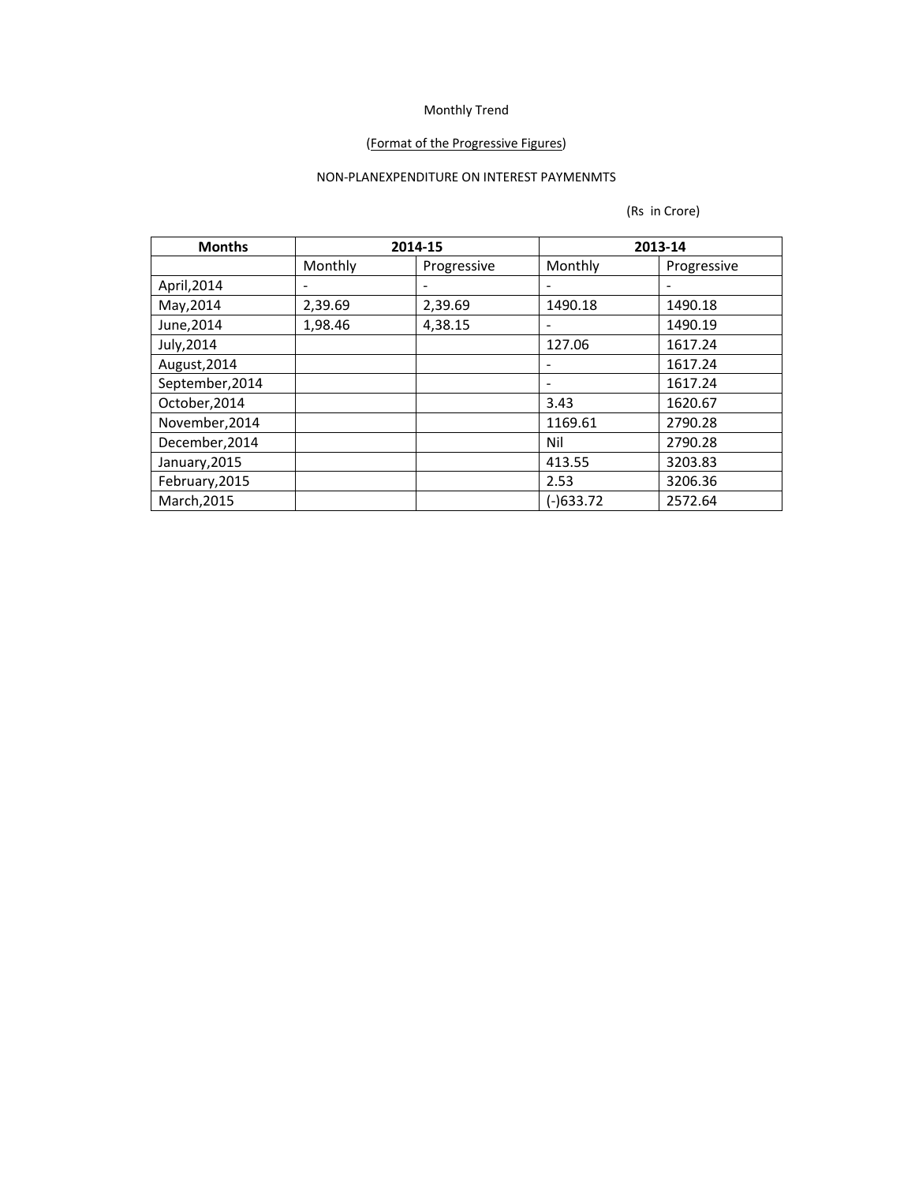Monthly Trend

(Format of the Progressive Figures)

NON-PLANEXPENDITURE ON INTEREST PAYMENMTS

(Rs in Crore)

| Months | 2014-15 | | 2013-14 | |
|---|---|---|---|---|
| | Monthly | Progressive | Monthly | Progressive |
| April,2014 | - | - | - | - |
| May,2014 | 2,39.69 | 2,39.69 | 1490.18 | 1490.18 |
| June,2014 | 1,98.46 | 4,38.15 | - | 1490.19 |
| July,2014 | | | 127.06 | 1617.24 |
| August,2014 | | | - | 1617.24 |
| September,2014 | | | - | 1617.24 |
| October,2014 | | | 3.43 | 1620.67 |
| November,2014 | | | 1169.61 | 2790.28 |
| December,2014 | | | Nil | 2790.28 |
| January,2015 | | | 413.55 | 3203.83 |
| February,2015 | | | 2.53 | 3206.36 |
| March,2015 | | | (-)633.72 | 2572.64 |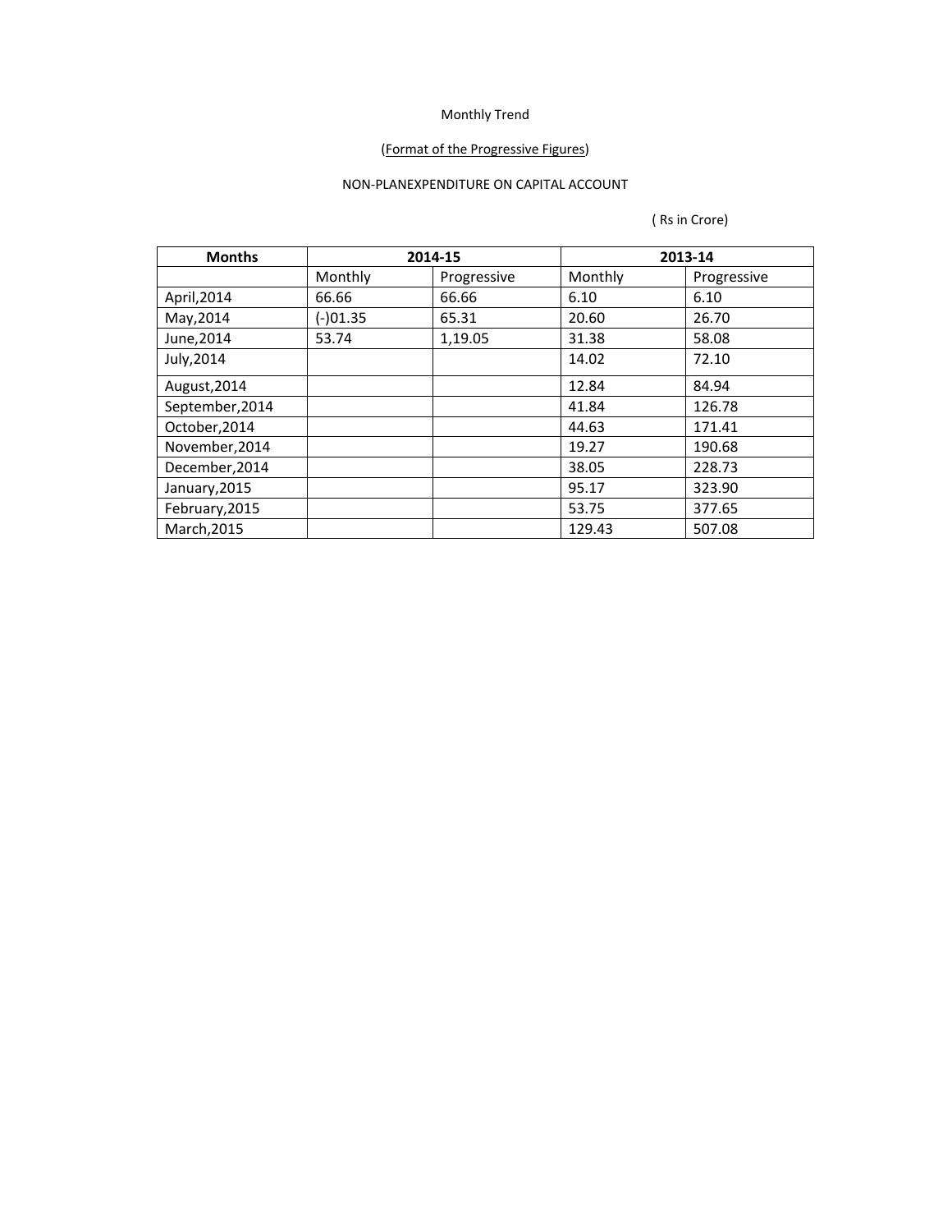Monthly Trend

(Format of the Progressive Figures)

NON-PLANEXPENDITURE ON CAPITAL ACCOUNT

( Rs in Crore)

| Months | 2014-15 | | 2013-14 | |
|---|---|---|---|---|
| | Monthly | Progressive | Monthly | Progressive |
| April,2014 | 66.66 | 66.66 | 6.10 | 6.10 |
| May,2014 | (-)01.35 | 65.31 | 20.60 | 26.70 |
| June,2014 | 53.74 | 1,19.05 | 31.38 | 58.08 |
| July,2014 | | | 14.02 | 72.10 |
| August,2014 | | | 12.84 | 84.94 |
| September,2014 | | | 41.84 | 126.78 |
| October,2014 | | | 44.63 | 171.41 |
| November,2014 | | | 19.27 | 190.68 |
| December,2014 | | | 38.05 | 228.73 |
| January,2015 | | | 95.17 | 323.90 |
| February,2015 | | | 53.75 | 377.65 |
| March,2015 | | | 129.43 | 507.08 |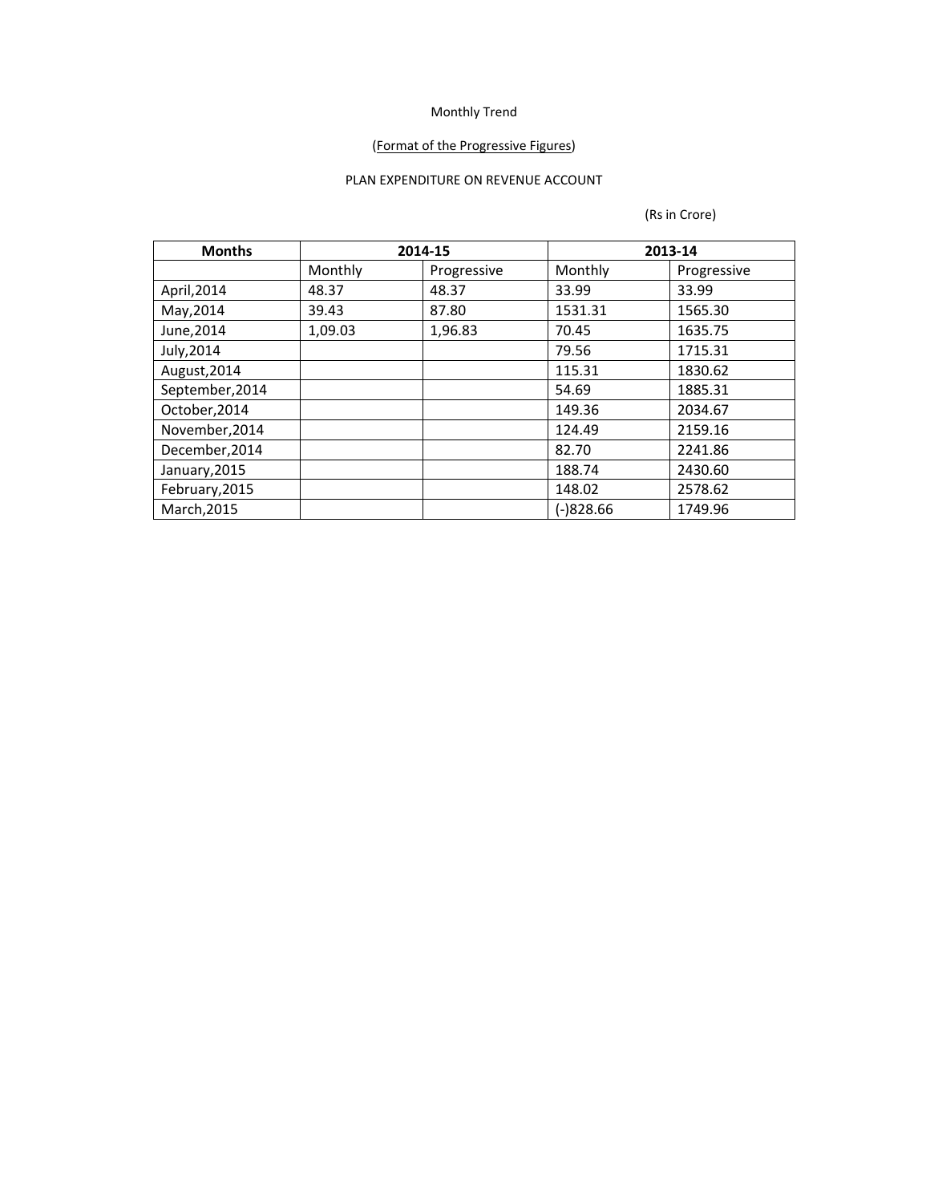Monthly Trend

(Format of the Progressive Figures)

PLAN EXPENDITURE ON REVENUE ACCOUNT

(Rs in Crore)

| Months | 2014-15 | | 2013-14 | |
|---|---|---|---|---|
| | Monthly | Progressive | Monthly | Progressive |
| April,2014 | 48.37 | 48.37 | 33.99 | 33.99 |
| May,2014 | 39.43 | 87.80 | 1531.31 | 1565.30 |
| June,2014 | 1,09.03 | 1,96.83 | 70.45 | 1635.75 |
| July,2014 | | | 79.56 | 1715.31 |
| August,2014 | | | 115.31 | 1830.62 |
| September,2014 | | | 54.69 | 1885.31 |
| October,2014 | | | 149.36 | 2034.67 |
| November,2014 | | | 124.49 | 2159.16 |
| December,2014 | | | 82.70 | 2241.86 |
| January,2015 | | | 188.74 | 2430.60 |
| February,2015 | | | 148.02 | 2578.62 |
| March,2015 | | | (-)828.66 | 1749.96 |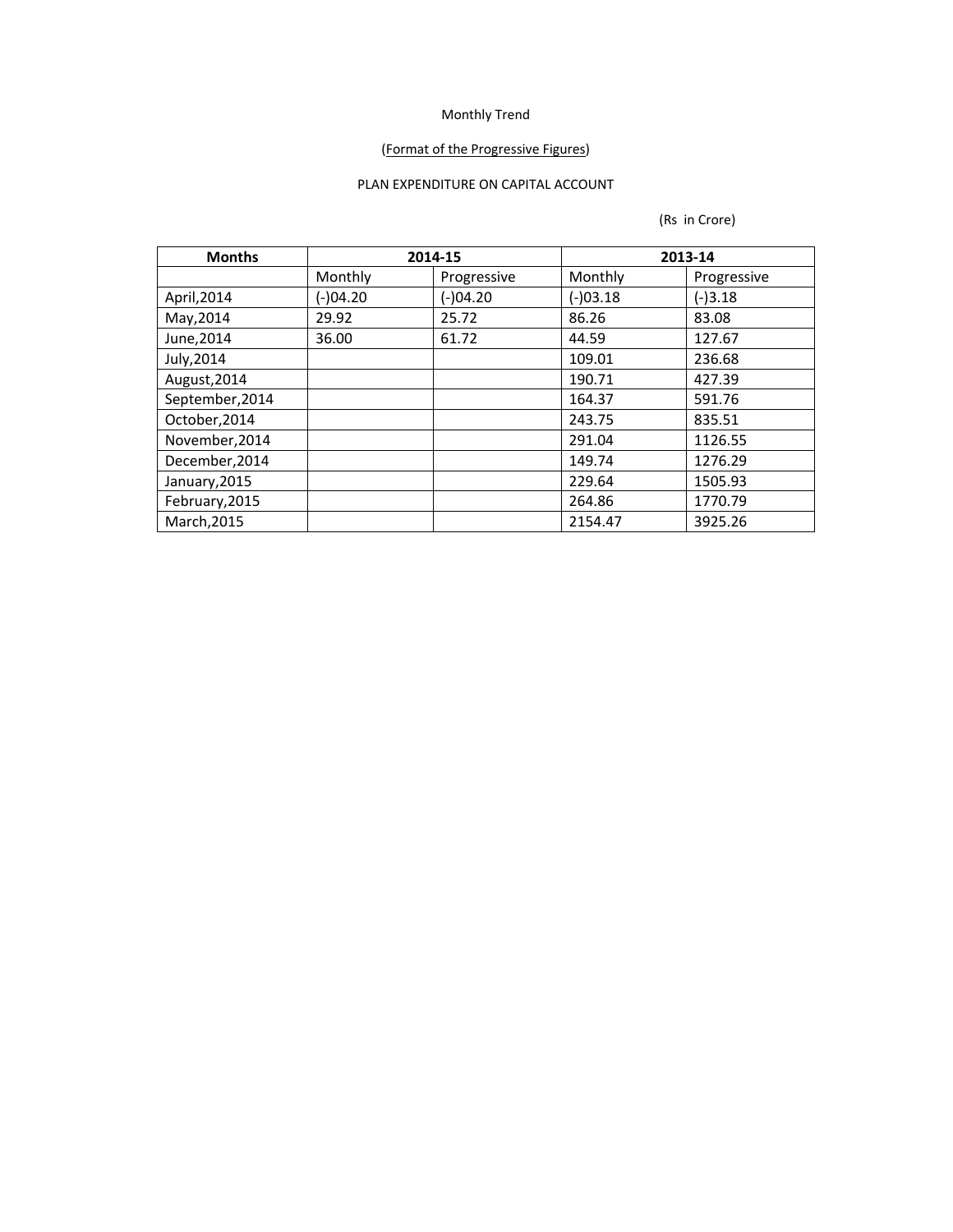Monthly Trend

(Format of the Progressive Figures)

PLAN EXPENDITURE ON CAPITAL ACCOUNT

(Rs in Crore)

| Months | 2014-15 | | 2013-14 | |
|---|---|---|---|---|
| | Monthly | Progressive | Monthly | Progressive |
| April,2014 | (-)04.20 | (-)04.20 | (-)03.18 | (-)3.18 |
| May,2014 | 29.92 | 25.72 | 86.26 | 83.08 |
| June,2014 | 36.00 | 61.72 | 44.59 | 127.67 |
| July,2014 | | | 109.01 | 236.68 |
| August,2014 | | | 190.71 | 427.39 |
| September,2014 | | | 164.37 | 591.76 |
| October,2014 | | | 243.75 | 835.51 |
| November,2014 | | | 291.04 | 1126.55 |
| December,2014 | | | 149.74 | 1276.29 |
| January,2015 | | | 229.64 | 1505.93 |
| February,2015 | | | 264.86 | 1770.79 |
| March,2015 | | | 2154.47 | 3925.26 |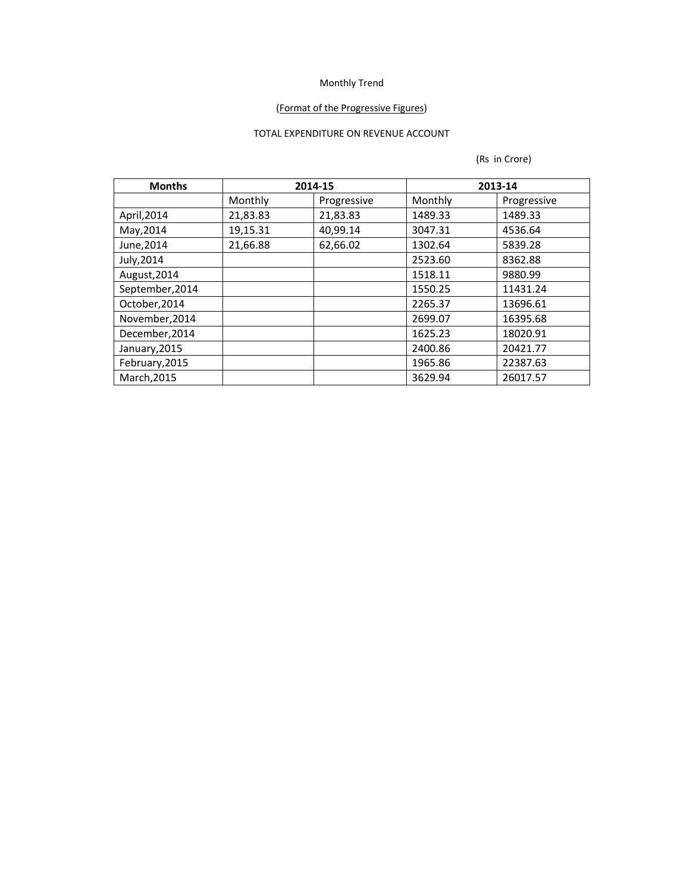Monthly Trend

(Format of the Progressive Figures)

TOTAL EXPENDITURE ON REVENUE ACCOUNT

(Rs in Crore)

| Months | 2014-15 | | 2013-14 | |
|---|---|---|---|---|
| | Monthly | Progressive | Monthly | Progressive |
| April,2014 | 21,83.83 | 21,83.83 | 1489.33 | 1489.33 |
| May,2014 | 19,15.31 | 40,99.14 | 3047.31 | 4536.64 |
| June,2014 | 21,66.88 | 62,66.02 | 1302.64 | 5839.28 |
| July,2014 | | | 2523.60 | 8362.88 |
| August,2014 | | | 1518.11 | 9880.99 |
| September,2014 | | | 1550.25 | 11431.24 |
| October,2014 | | | 2265.37 | 13696.61 |
| November,2014 | | | 2699.07 | 16395.68 |
| December,2014 | | | 1625.23 | 18020.91 |
| January,2015 | | | 2400.86 | 20421.77 |
| February,2015 | | | 1965.86 | 22387.63 |
| March,2015 | | | 3629.94 | 26017.57 |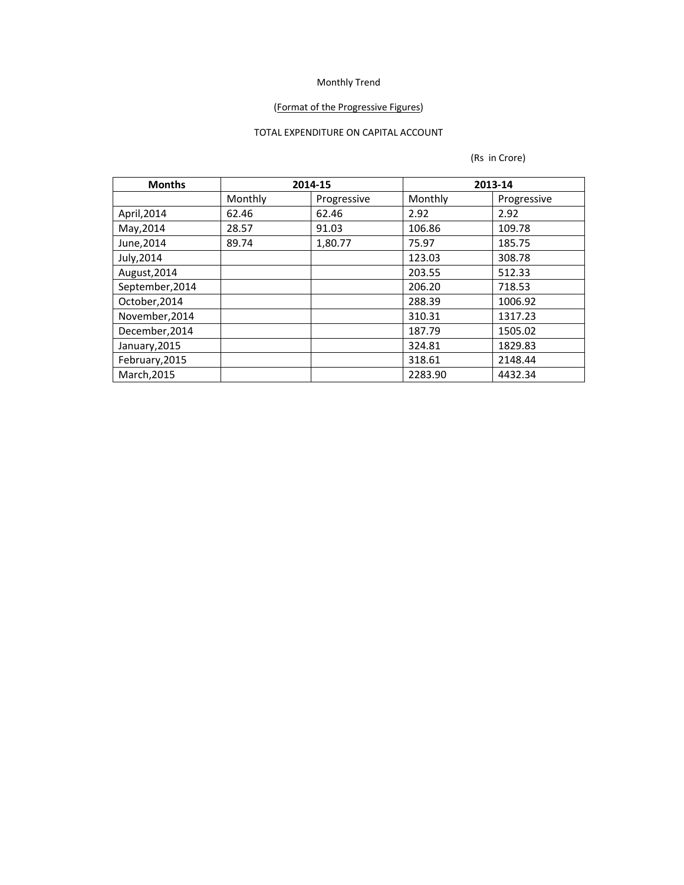Monthly Trend

(Format of the Progressive Figures)

TOTAL EXPENDITURE ON CAPITAL ACCOUNT

(Rs in Crore)

| Months | 2014-15 | | 2013-14 | |
|---|---|---|---|---|
| | Monthly | Progressive | Monthly | Progressive |
| April,2014 | 62.46 | 62.46 | 2.92 | 2.92 |
| May,2014 | 28.57 | 91.03 | 106.86 | 109.78 |
| June,2014 | 89.74 | 1,80.77 | 75.97 | 185.75 |
| July,2014 | | | 123.03 | 308.78 |
| August,2014 | | | 203.55 | 512.33 |
| September,2014 | | | 206.20 | 718.53 |
| October,2014 | | | 288.39 | 1006.92 |
| November,2014 | | | 310.31 | 1317.23 |
| December,2014 | | | 187.79 | 1505.02 |
| January,2015 | | | 324.81 | 1829.83 |
| February,2015 | | | 318.61 | 2148.44 |
| March,2015 | | | 2283.90 | 4432.34 |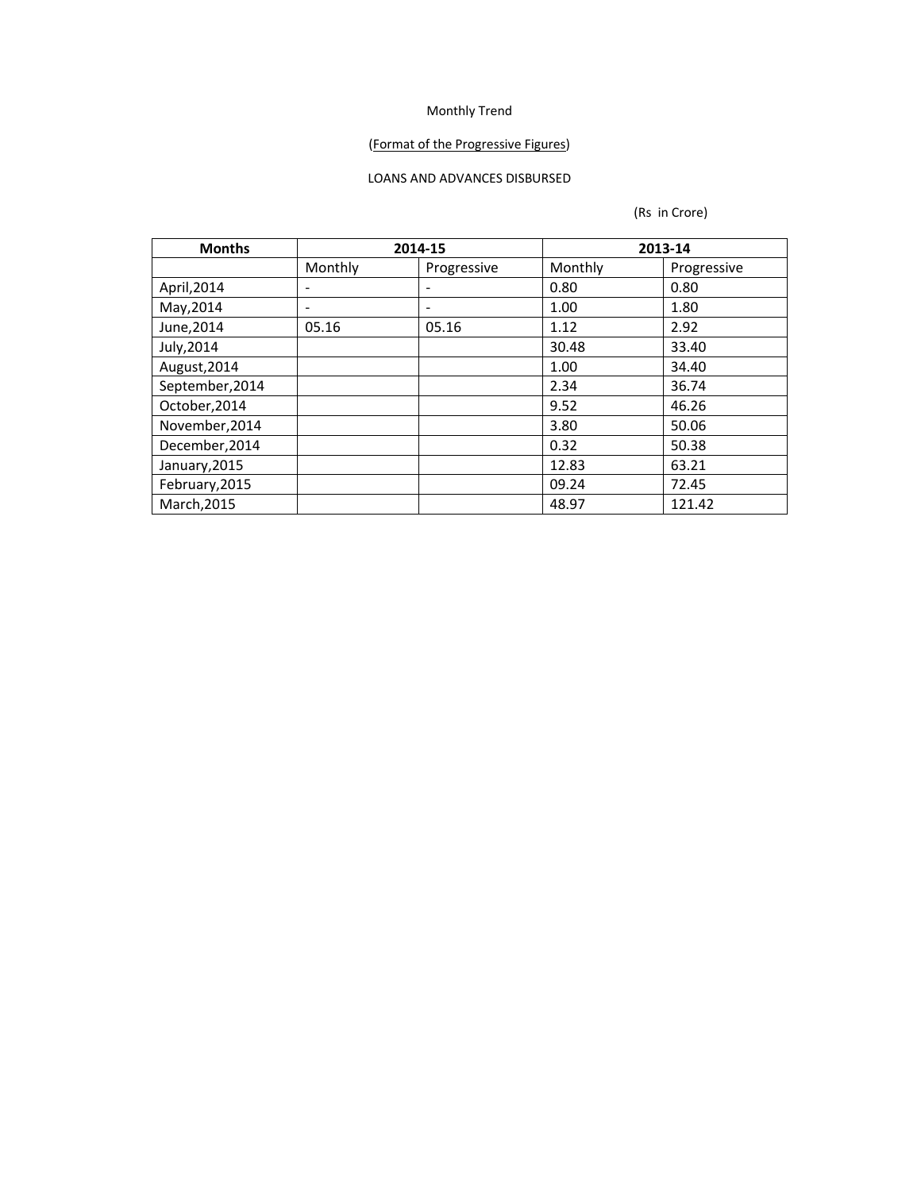Monthly Trend

(Format of the Progressive Figures)

LOANS AND ADVANCES DISBURSED

(Rs in Crore)

| Months | 2014-15 | | 2013-14 | |
|---|---|---|---|---|
| | Monthly | Progressive | Monthly | Progressive |
| April,2014 | - | - | 0.80 | 0.80 |
| May,2014 | - | - | 1.00 | 1.80 |
| June,2014 | 05.16 | 05.16 | 1.12 | 2.92 |
| July,2014 | | | 30.48 | 33.40 |
| August,2014 | | | 1.00 | 34.40 |
| September,2014 | | | 2.34 | 36.74 |
| October,2014 | | | 9.52 | 46.26 |
| November,2014 | | | 3.80 | 50.06 |
| December,2014 | | | 0.32 | 50.38 |
| January,2015 | | | 12.83 | 63.21 |
| February,2015 | | | 09.24 | 72.45 |
| March,2015 | | | 48.97 | 121.42 |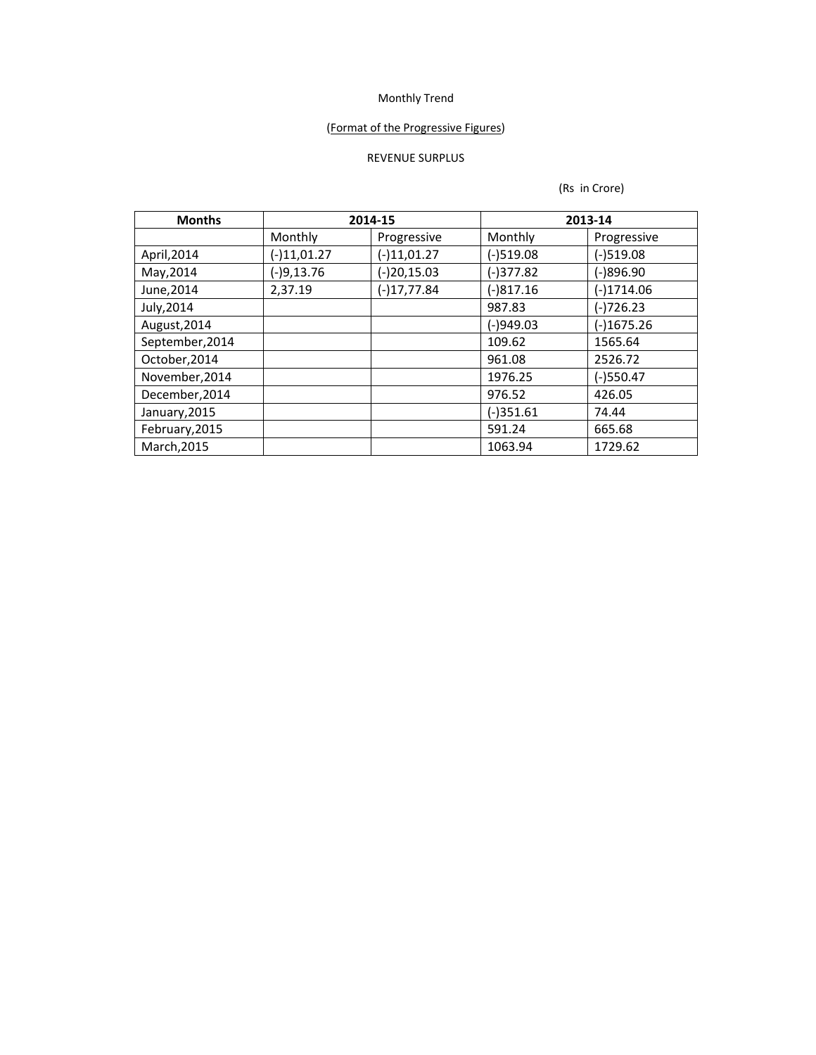Monthly Trend

(Format of the Progressive Figures)

REVENUE SURPLUS

(Rs in Crore)

| Months | 2014-15 | | 2013-14 | |
|---|---|---|---|---|
| | Monthly | Progressive | Monthly | Progressive |
| April,2014 | (-)11,01.27 | (-)11,01.27 | (-)519.08 | (-)519.08 |
| May,2014 | (-)9,13.76 | (-)20,15.03 | (-)377.82 | (-)896.90 |
| June,2014 | 2,37.19 | (-)17,77.84 | (-)817.16 | (-)1714.06 |
| July,2014 | | | 987.83 | (-)726.23 |
| August,2014 | | | (-)949.03 | (-)1675.26 |
| September,2014 | | | 109.62 | 1565.64 |
| October,2014 | | | 961.08 | 2526.72 |
| November,2014 | | | 1976.25 | (-)550.47 |
| December,2014 | | | 976.52 | 426.05 |
| January,2015 | | | (-)351.61 | 74.44 |
| February,2015 | | | 591.24 | 665.68 |
| March,2015 | | | 1063.94 | 1729.62 |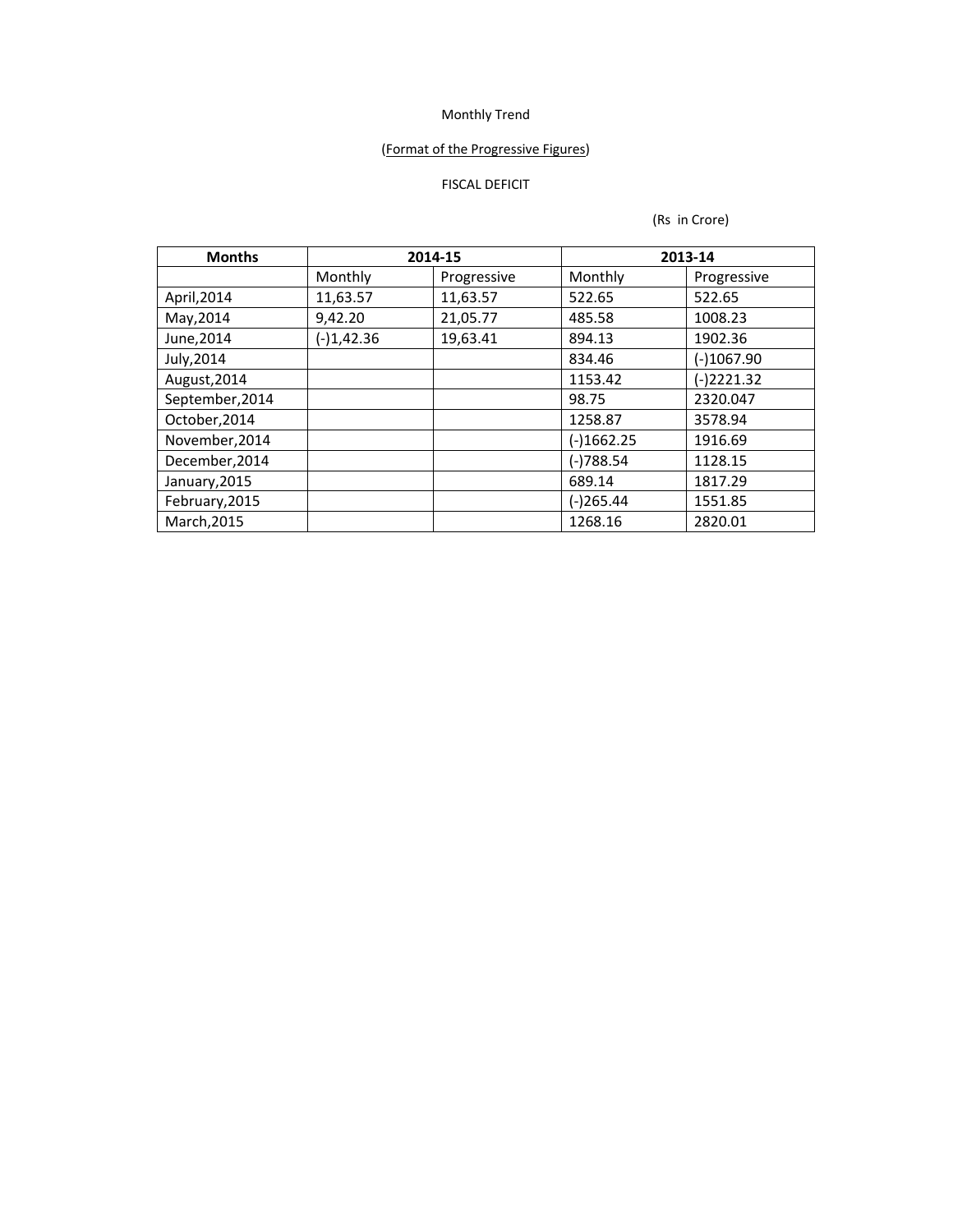Monthly Trend

(Format of the Progressive Figures)

FISCAL DEFICIT

(Rs in Crore)

| Months | 2014-15 | | 2013-14 | |
|---|---|---|---|---|
| | Monthly | Progressive | Monthly | Progressive |
| April,2014 | 11,63.57 | 11,63.57 | 522.65 | 522.65 |
| May,2014 | 9,42.20 | 21,05.77 | 485.58 | 1008.23 |
| June,2014 | (-)1,42.36 | 19,63.41 | 894.13 | 1902.36 |
| July,2014 | | | 834.46 | (-)1067.90 |
| August,2014 | | | 1153.42 | (-)2221.32 |
| September,2014 | | | 98.75 | 2320.047 |
| October,2014 | | | 1258.87 | 3578.94 |
| November,2014 | | | (-)1662.25 | 1916.69 |
| December,2014 | | | (-)788.54 | 1128.15 |
| January,2015 | | | 689.14 | 1817.29 |
| February,2015 | | | (-)265.44 | 1551.85 |
| March,2015 | | | 1268.16 | 2820.01 |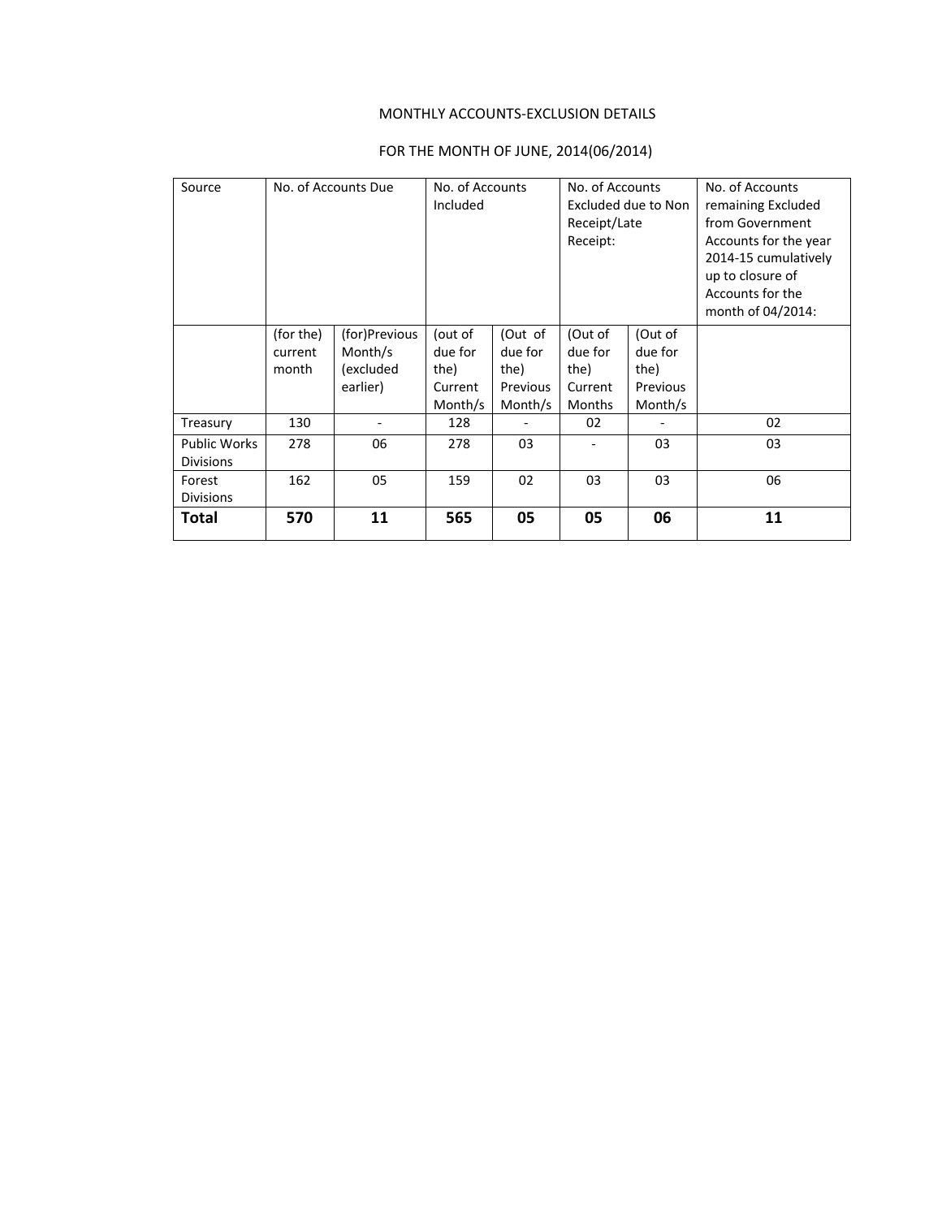MONTHLY ACCOUNTS-EXCLUSION DETAILS

FOR THE MONTH OF JUNE, 2014(06/2014)

| Source | No. of Accounts Due | | No. of Accounts Included | | No. of Accounts Excluded due to Non Receipt/Late Receipt: | | No. of Accounts remaining Excluded from Government Accounts for the year 2014-15 cumulatively up to closure of Accounts for the month of 04/2014: |
|---|---|---|---|---|---|---|---|
| | (for the) current month | (for)Previous Month/s (excluded earlier) | (out of due for the) Current Month/s | (Out of due for the) Previous Month/s | (Out of due for the) Current Months | (Out of due for the) Previous Month/s | |
| Treasury | 130 | - | 128 | - | 02 | - | 02 |
| Public Works Divisions | 278 | 06 | 278 | 03 | - | 03 | 03 |
| Forest Divisions | 162 | 05 | 159 | 02 | 03 | 03 | 06 |
| **Total** | **570** | **11** | **565** | **05** | **05** | **06** | **11** |